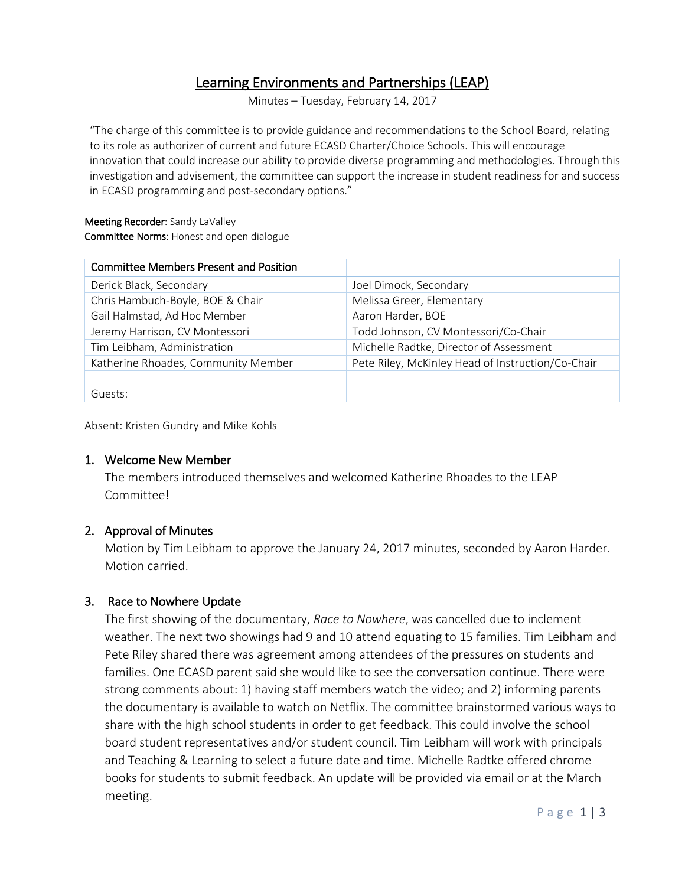# Learning Environments and Partnerships (LEAP)

Minutes – Tuesday, February 14, 2017

"The charge of this committee is to provide guidance and recommendations to the School Board, relating to its role as authorizer of current and future ECASD Charter/Choice Schools. This will encourage innovation that could increase our ability to provide diverse programming and methodologies. Through this investigation and advisement, the committee can support the increase in student readiness for and success in ECASD programming and post-secondary options."

**Meeting Recorder**: Sandy LaValley
**Committee Norms**: Honest and open dialogue

| Committee Members Present and Position | |
|---|---|
| Derick Black, Secondary | Joel Dimock, Secondary |
| Chris Hambuch-Boyle, BOE & Chair | Melissa Greer, Elementary |
| Gail Halmstad, Ad Hoc Member | Aaron Harder, BOE |
| Jeremy Harrison, CV Montessori | Todd Johnson, CV Montessori/Co-Chair |
| Tim Leibham, Administration | Michelle Radtke, Director of Assessment |
| Katherine Rhoades, Community Member | Pete Riley, McKinley Head of Instruction/Co-Chair |
| | |
| Guests: | |

Absent: Kristen Gundry and Mike Kohls

## 1. Welcome New Member

The members introduced themselves and welcomed Katherine Rhoades to the LEAP Committee!

## 2. Approval of Minutes

Motion by Tim Leibham to approve the January 24, 2017 minutes, seconded by Aaron Harder. Motion carried.

## 3. Race to Nowhere Update

The first showing of the documentary, *Race to Nowhere*, was cancelled due to inclement weather. The next two showings had 9 and 10 attend equating to 15 families. Tim Leibham and Pete Riley shared there was agreement among attendees of the pressures on students and families. One ECASD parent said she would like to see the conversation continue. There were strong comments about: 1) having staff members watch the video; and 2) informing parents the documentary is available to watch on Netflix. The committee brainstormed various ways to share with the high school students in order to get feedback. This could involve the school board student representatives and/or student council. Tim Leibham will work with principals and Teaching & Learning to select a future date and time. Michelle Radtke offered chrome books for students to submit feedback. An update will be provided via email or at the March meeting.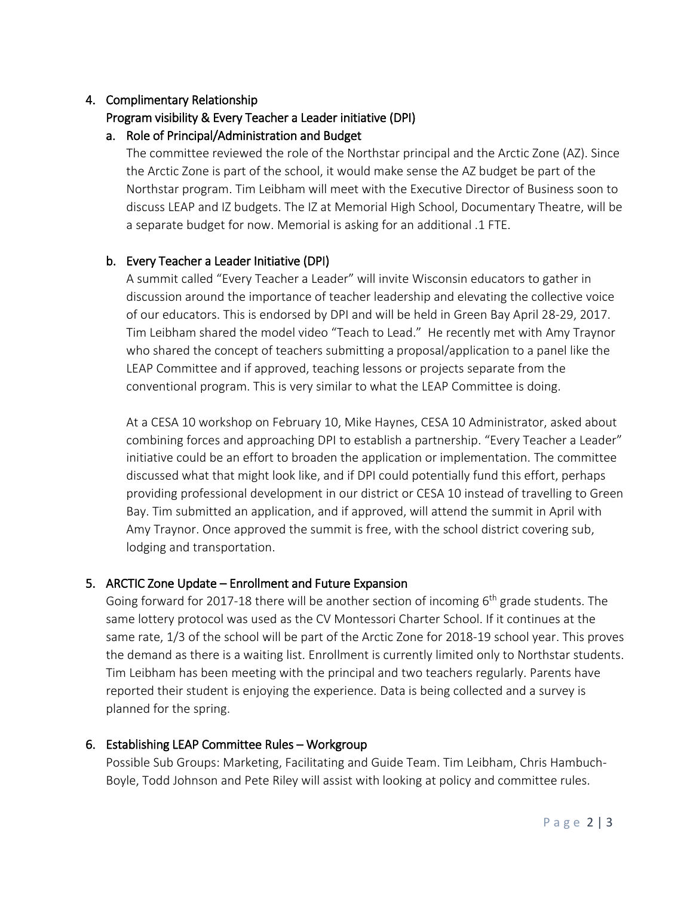4. Complimentary Relationship
   Program visibility & Every Teacher a Leader initiative (DPI)

   a. Role of Principal/Administration and Budget

   The committee reviewed the role of the Northstar principal and the Arctic Zone (AZ). Since the Arctic Zone is part of the school, it would make sense the AZ budget be part of the Northstar program. Tim Leibham will meet with the Executive Director of Business soon to discuss LEAP and IZ budgets. The IZ at Memorial High School, Documentary Theatre, will be a separate budget for now. Memorial is asking for an additional .1 FTE.

   b. Every Teacher a Leader Initiative (DPI)

   A summit called "Every Teacher a Leader" will invite Wisconsin educators to gather in discussion around the importance of teacher leadership and elevating the collective voice of our educators. This is endorsed by DPI and will be held in Green Bay April 28-29, 2017. Tim Leibham shared the model video "Teach to Lead." He recently met with Amy Traynor who shared the concept of teachers submitting a proposal/application to a panel like the LEAP Committee and if approved, teaching lessons or projects separate from the conventional program. This is very similar to what the LEAP Committee is doing.

   At a CESA 10 workshop on February 10, Mike Haynes, CESA 10 Administrator, asked about combining forces and approaching DPI to establish a partnership. "Every Teacher a Leader" initiative could be an effort to broaden the application or implementation. The committee discussed what that might look like, and if DPI could potentially fund this effort, perhaps providing professional development in our district or CESA 10 instead of travelling to Green Bay. Tim submitted an application, and if approved, will attend the summit in April with Amy Traynor. Once approved the summit is free, with the school district covering sub, lodging and transportation.

5. ARCTIC Zone Update – Enrollment and Future Expansion

   Going forward for 2017-18 there will be another section of incoming 6th grade students. The same lottery protocol was used as the CV Montessori Charter School. If it continues at the same rate, 1/3 of the school will be part of the Arctic Zone for 2018-19 school year. This proves the demand as there is a waiting list. Enrollment is currently limited only to Northstar students. Tim Leibham has been meeting with the principal and two teachers regularly. Parents have reported their student is enjoying the experience. Data is being collected and a survey is planned for the spring.

6. Establishing LEAP Committee Rules – Workgroup

   Possible Sub Groups: Marketing, Facilitating and Guide Team. Tim Leibham, Chris Hambuch-Boyle, Todd Johnson and Pete Riley will assist with looking at policy and committee rules.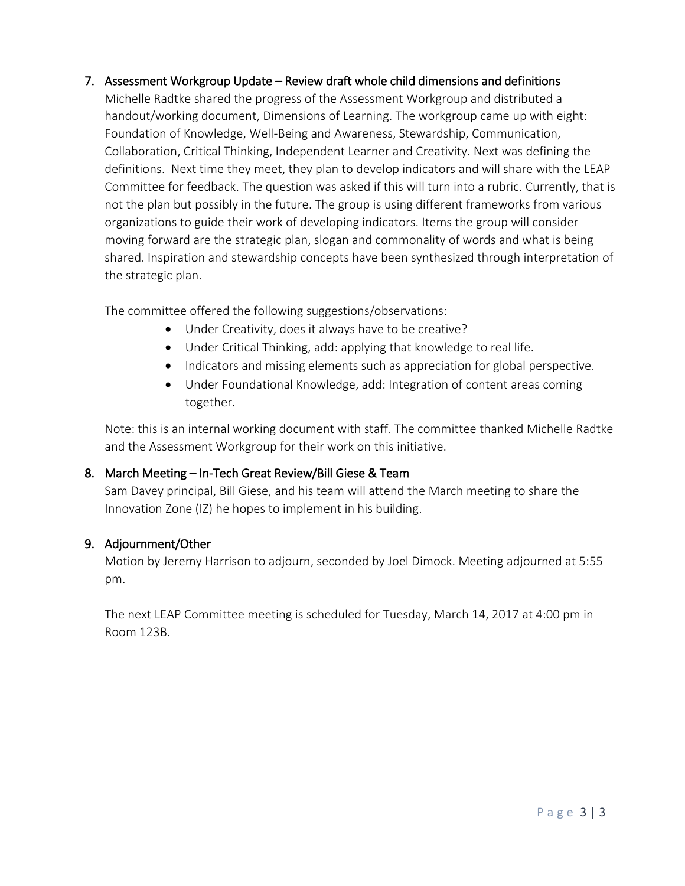## 7. Assessment Workgroup Update – Review draft whole child dimensions and definitions

Michelle Radtke shared the progress of the Assessment Workgroup and distributed a handout/working document, Dimensions of Learning. The workgroup came up with eight: Foundation of Knowledge, Well-Being and Awareness, Stewardship, Communication, Collaboration, Critical Thinking, Independent Learner and Creativity. Next was defining the definitions. Next time they meet, they plan to develop indicators and will share with the LEAP Committee for feedback. The question was asked if this will turn into a rubric. Currently, that is not the plan but possibly in the future. The group is using different frameworks from various organizations to guide their work of developing indicators. Items the group will consider moving forward are the strategic plan, slogan and commonality of words and what is being shared. Inspiration and stewardship concepts have been synthesized through interpretation of the strategic plan.

The committee offered the following suggestions/observations:

- Under Creativity, does it always have to be creative?
- Under Critical Thinking, add: applying that knowledge to real life.
- Indicators and missing elements such as appreciation for global perspective.
- Under Foundational Knowledge, add: Integration of content areas coming together.

Note: this is an internal working document with staff. The committee thanked Michelle Radtke and the Assessment Workgroup for their work on this initiative.

## 8. March Meeting – In-Tech Great Review/Bill Giese & Team

Sam Davey principal, Bill Giese, and his team will attend the March meeting to share the Innovation Zone (IZ) he hopes to implement in his building.

## 9. Adjournment/Other

Motion by Jeremy Harrison to adjourn, seconded by Joel Dimock. Meeting adjourned at 5:55 pm.

The next LEAP Committee meeting is scheduled for Tuesday, March 14, 2017 at 4:00 pm in Room 123B.